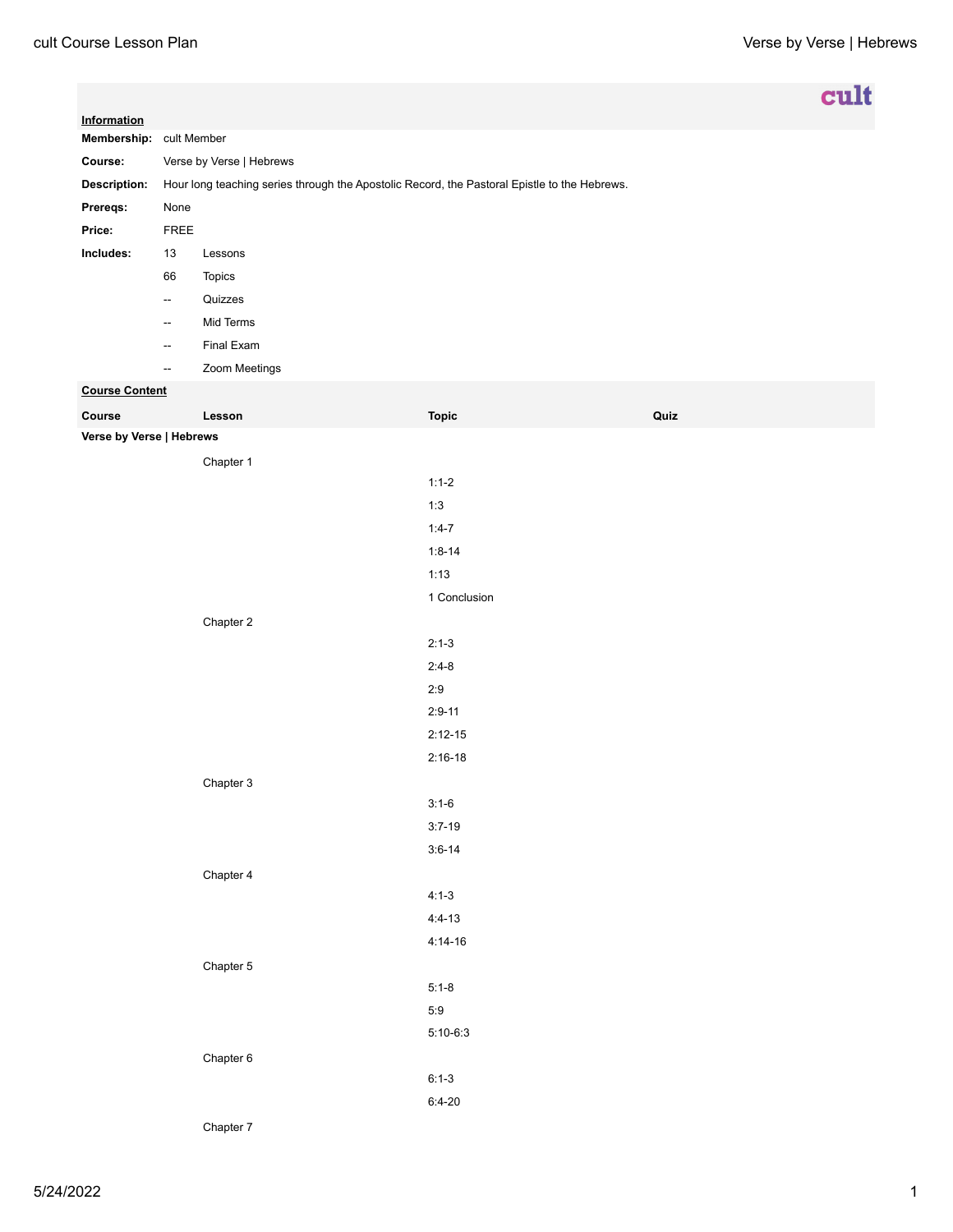cult

**Information**

| | | |
|---|---|---|
| **Membership:** | cult Member | |
| **Course:** | Verse by Verse \| Hebrews | |
| **Description:** | Hour long teaching series through the Apostolic Record, the Pastoral Epistle to the Hebrews. | |
| **Prereqs:** | None | |
| **Price:** | FREE | |
| **Includes:** | 13 | Lessons |
| | 66 | Topics |
| | -- | Quizzes |
| | -- | Mid Terms |
| | -- | Final Exam |
| | -- | Zoom Meetings |

**Course Content**

| Course | Lesson | Topic | Quiz |
|---|---|---|---|
| **Verse by Verse \| Hebrews** | | | |
| | Chapter 1 | | |
| | | 1:1-2 | |
| | | 1:3 | |
| | | 1:4-7 | |
| | | 1:8-14 | |
| | | 1:13 | |
| | | 1 Conclusion | |
| | Chapter 2 | | |
| | | 2:1-3 | |
| | | 2:4-8 | |
| | | 2:9 | |
| | | 2:9-11 | |
| | | 2:12-15 | |
| | | 2:16-18 | |
| | Chapter 3 | | |
| | | 3:1-6 | |
| | | 3:7-19 | |
| | | 3:6-14 | |
| | Chapter 4 | | |
| | | 4:1-3 | |
| | | 4:4-13 | |
| | | 4:14-16 | |
| | Chapter 5 | | |
| | | 5:1-8 | |
| | | 5:9 | |
| | | 5:10-6:3 | |
| | Chapter 6 | | |
| | | 6:1-3 | |
| | | 6:4-20 | |
| | Chapter 7 | | |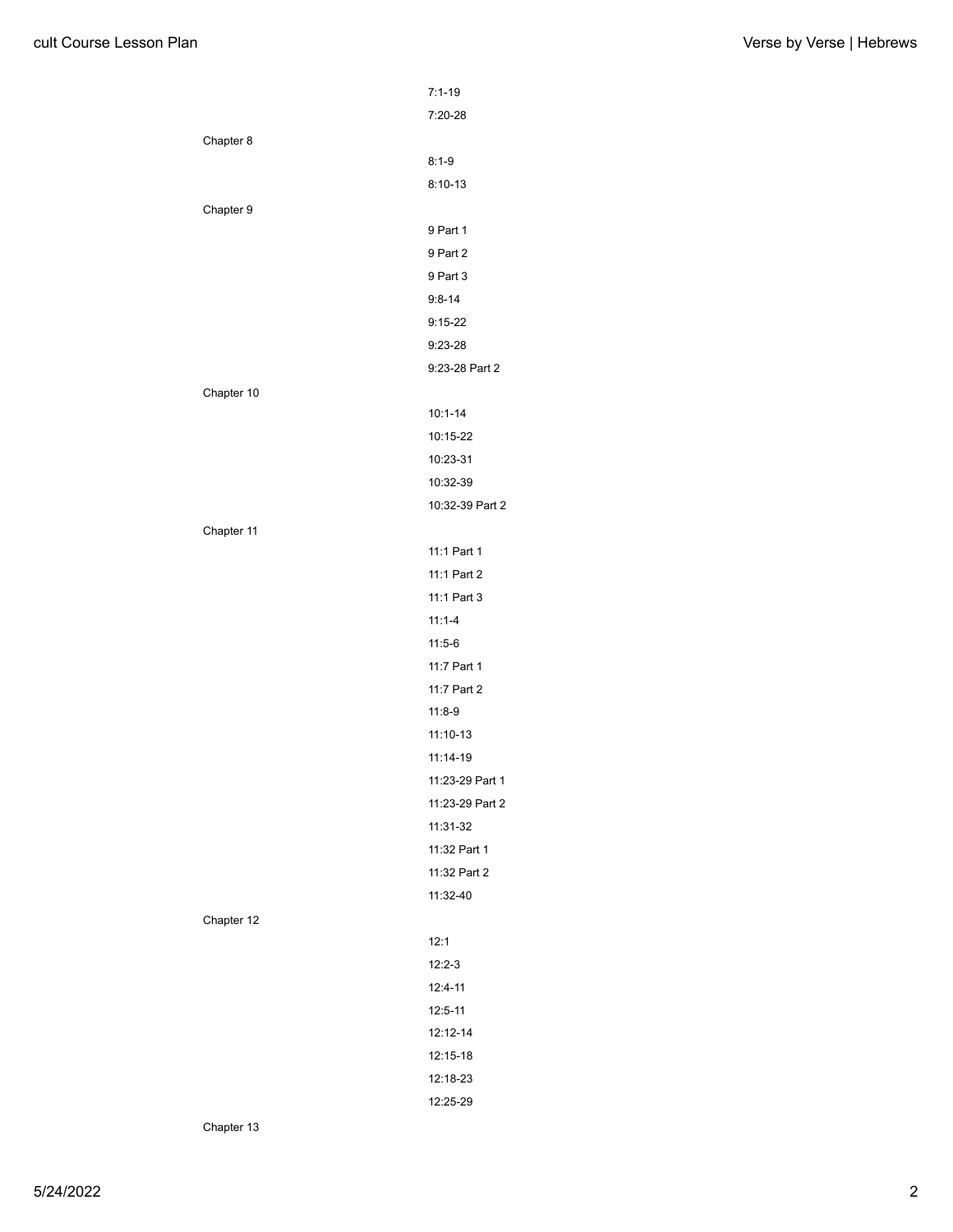- 7:1-19
- 7:20-28

Chapter 8

- 8:1-9
- 8:10-13

Chapter 9

- 9 Part 1
- 9 Part 2
- 9 Part 3
- 9:8-14
- 9:15-22
- 9:23-28
- 9:23-28 Part 2

Chapter 10

- 10:1-14
- 10:15-22
- 10:23-31
- 10:32-39
- 10:32-39 Part 2

Chapter 11

- 11:1 Part 1
- 11:1 Part 2
- 11:1 Part 3
- 11:1-4
- 11:5-6
- 11:7 Part 1
- 11:7 Part 2
- 11:8-9
- 11:10-13
- 11:14-19
- 11:23-29 Part 1
- 11:23-29 Part 2
- 11:31-32
- 11:32 Part 1
- 11:32 Part 2
- 11:32-40

Chapter 12

- 12:1
- 12:2-3
- 12:4-11
- 12:5-11
- 12:12-14
- 12:15-18
- 12:18-23
- 12:25-29

Chapter 13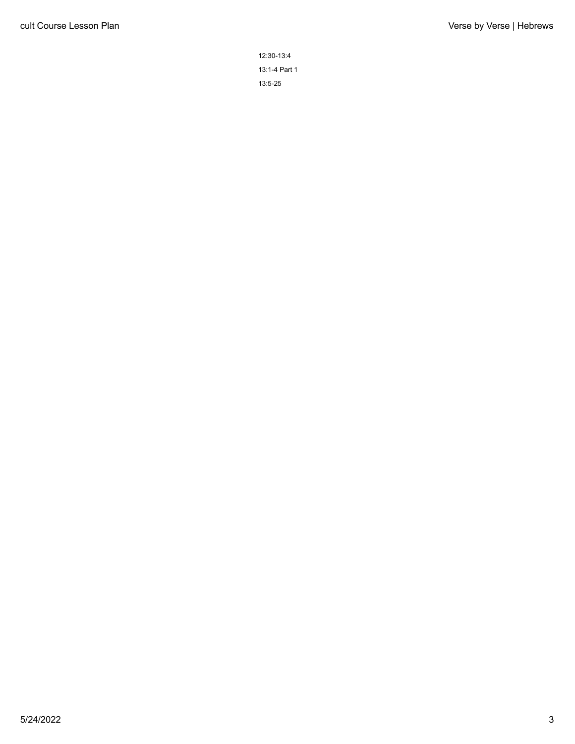12:30-13:4

13:1-4 Part 1

13:5-25